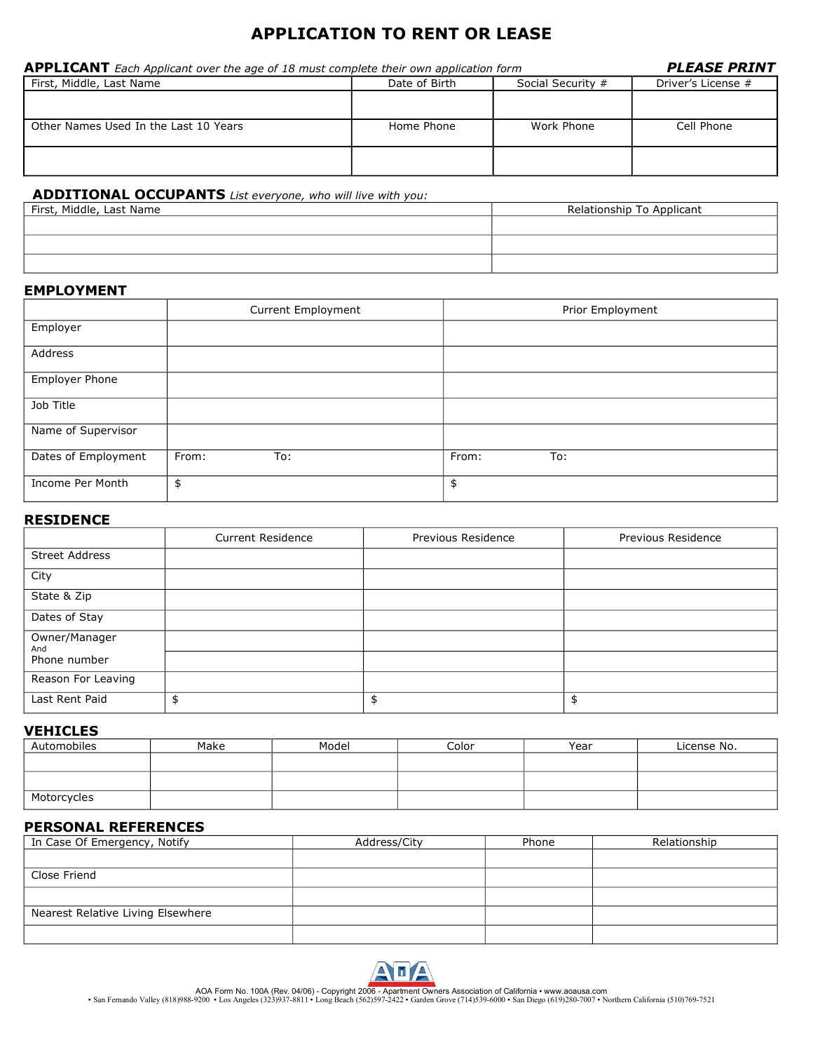# APPLICATION TO RENT OR LEASE

**APPLICANT** *Each Applicant over the age of 18 must complete their own application form* ***PLEASE PRINT***

| First, Middle, Last Name | Date of Birth | Social Security # | Driver's License # |
|---|---|---|---|
| | | | |
| **Other Names Used In the Last 10 Years** | **Home Phone** | **Work Phone** | **Cell Phone** |
| | | | |

**ADDITIONAL OCCUPANTS** *List everyone, who will live with you:*

| First, Middle, Last Name | Relationship To Applicant |
|---|---|
| | |
| | |
| | |

## EMPLOYMENT

| | Current Employment | Prior Employment |
|---|---|---|
| Employer | | |
| Address | | |
| Employer Phone | | |
| Job Title | | |
| Name of Supervisor | | |
| Dates of Employment | From: To: | From: To: |
| Income Per Month | $ | $ |

## RESIDENCE

| | Current Residence | Previous Residence | Previous Residence |
|---|---|---|---|
| Street Address | | | |
| City | | | |
| State & Zip | | | |
| Dates of Stay | | | |
| Owner/Manager And Phone number | | | |
| | | | |
| Reason For Leaving | | | |
| Last Rent Paid | $ | $ | $ |

## VEHICLES

| Automobiles | Make | Model | Color | Year | License No. |
|---|---|---|---|---|---|
| | | | | | |
| | | | | | |
| Motorcycles | | | | | |

## PERSONAL REFERENCES

| In Case Of Emergency, Notify | Address/City | Phone | Relationship |
|---|---|---|---|
| | | | |
| Close Friend | | | |
| | | | |
| Nearest Relative Living Elsewhere | | | |
| | | | |

AOA Form No. 100A (Rev. 04/06) - Copyright 2006 - Apartment Owners Association of California • www.aoausa.com
• San Fernando Valley (818)988-9200 • Los Angeles (323)937-8811 • Long Beach (562)597-2422 • Garden Grove (714)539-6000 • San Diego (619)280-7007 • Northern California (510)769-7521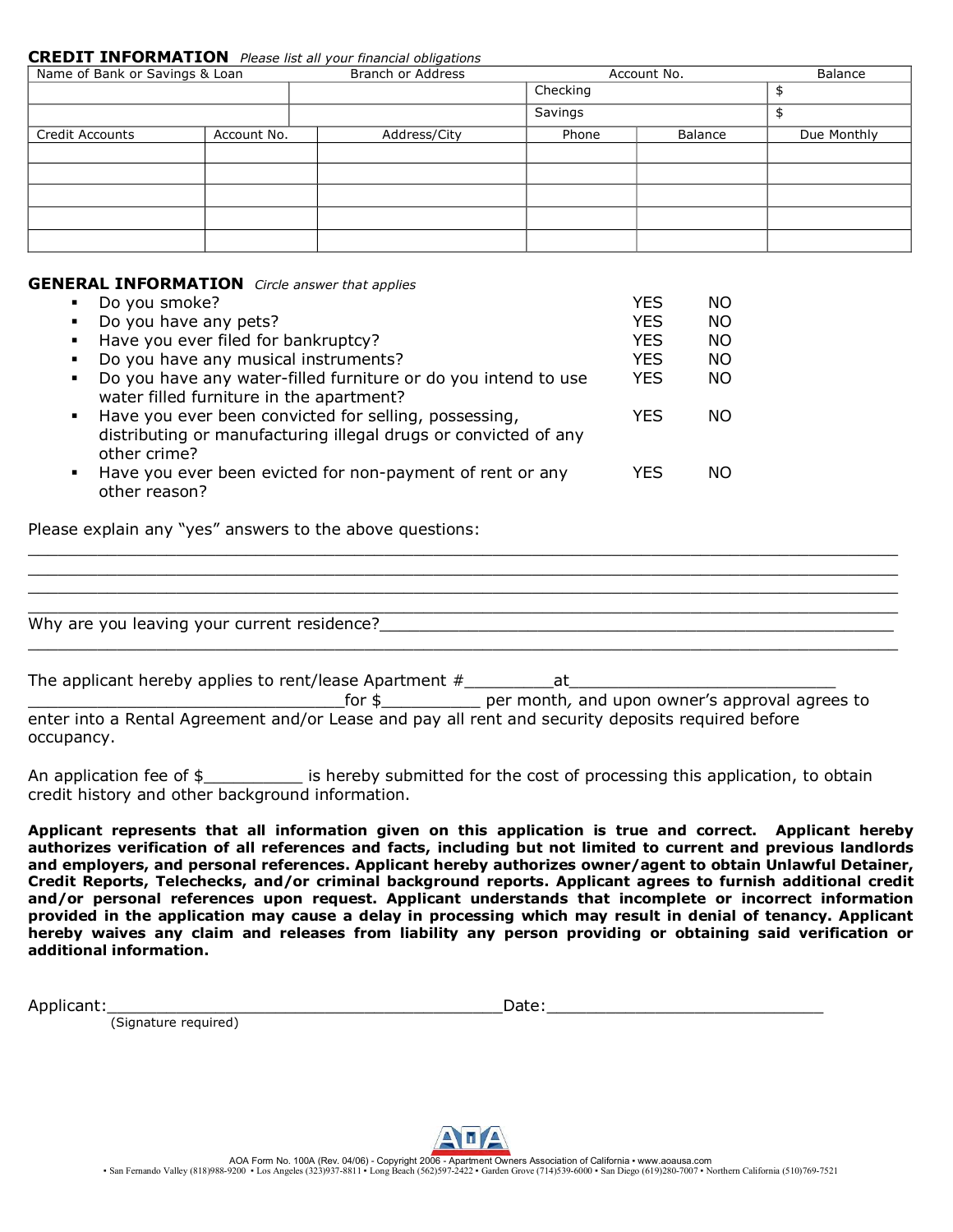**CREDIT INFORMATION** *Please list all your financial obligations*

| Name of Bank or Savings & Loan | Branch or Address | Account No. | | Balance |
|---|---|---|---|---|
| | | Checking | | $ |
| | | Savings | | $ |

| Credit Accounts | Account No. | Address/City | Phone | Balance | Due Monthly |
|---|---|---|---|---|---|
| | | | | | |
| | | | | | |
| | | | | | |
| | | | | | |
| | | | | | |

**GENERAL INFORMATION** *Circle answer that applies*

- Do you smoke? YES NO
- Do you have any pets? YES NO
- Have you ever filed for bankruptcy? YES NO
- Do you have any musical instruments? YES NO
- Do you have any water-filled furniture or do you intend to use water filled furniture in the apartment? YES NO
- Have you ever been convicted for selling, possessing, distributing or manufacturing illegal drugs or convicted of any other crime? YES NO
- Have you ever been evicted for non-payment of rent or any other reason? YES NO

Please explain any "yes" answers to the above questions:
_________________________________________________________________________________
_________________________________________________________________________________
_________________________________________________________________________________
_________________________________________________________________________________

Why are you leaving your current residence?_____________________________________________
_________________________________________________________________________________

The applicant hereby applies to rent/lease Apartment #_________at___________________________
________________________________for $__________ per month, and upon owner's approval agrees to enter into a Rental Agreement and/or Lease and pay all rent and security deposits required before occupancy.

An application fee of $__________ is hereby submitted for the cost of processing this application, to obtain credit history and other background information.

**Applicant represents that all information given on this application is true and correct. Applicant hereby authorizes verification of all references and facts, including but not limited to current and previous landlords and employers, and personal references. Applicant hereby authorizes owner/agent to obtain Unlawful Detainer, Credit Reports, Telechecks, and/or criminal background reports. Applicant agrees to furnish additional credit and/or personal references upon request. Applicant understands that incomplete or incorrect information provided in the application may cause a delay in processing which may result in denial of tenancy. Applicant hereby waives any claim and releases from liability any person providing or obtaining said verification or additional information.**

Applicant:_________________________________________Date:_____________________________
(Signature required)

AOA Form No. 100A (Rev. 04/06) - Copyright 2006 - Apartment Owners Association of California • www.aoausa.com
• San Fernando Valley (818)988-9200 • Los Angeles (323)937-8811 • Long Beach (562)597-2422 • Garden Grove (714)539-6000 • San Diego (619)280-7007 • Northern California (510)769-7521